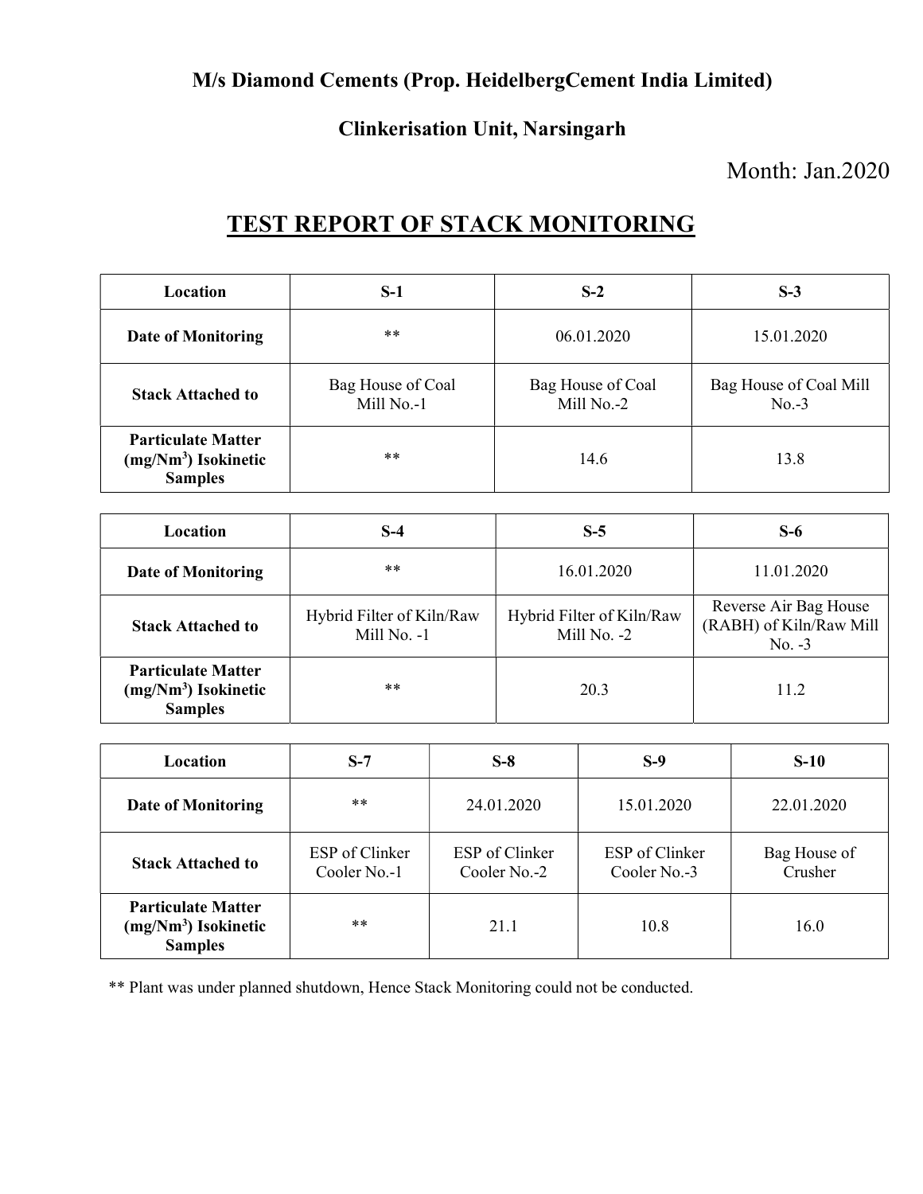## M/s Diamond Cements (Prop. HeidelbergCement India Limited)

## Clinkerisation Unit, Narsingarh

Month: Jan.2020

# TEST REPORT OF STACK MONITORING

| Location | S-1 | S-2 | S-3 |
|---|---|---|---|
| **Date of Monitoring** | ** | 06.01.2020 | 15.01.2020 |
| **Stack Attached to** | Bag House of Coal Mill No.-1 | Bag House of Coal Mill No.-2 | Bag House of Coal Mill No.-3 |
| **Particulate Matter (mg/Nm$^3$) Isokinetic Samples** | ** | 14.6 | 13.8 |

| Location | S-4 | S-5 | S-6 |
|---|---|---|---|
| **Date of Monitoring** | ** | 16.01.2020 | 11.01.2020 |
| **Stack Attached to** | Hybrid Filter of Kiln/Raw Mill No. -1 | Hybrid Filter of Kiln/Raw Mill No. -2 | Reverse Air Bag House (RABH) of Kiln/Raw Mill No. -3 |
| **Particulate Matter (mg/Nm$^3$) Isokinetic Samples** | ** | 20.3 | 11.2 |

| Location | S-7 | S-8 | S-9 | S-10 |
|---|---|---|---|---|
| **Date of Monitoring** | ** | 24.01.2020 | 15.01.2020 | 22.01.2020 |
| **Stack Attached to** | ESP of Clinker Cooler No.-1 | ESP of Clinker Cooler No.-2 | ESP of Clinker Cooler No.-3 | Bag House of Crusher |
| **Particulate Matter (mg/Nm$^3$) Isokinetic Samples** | ** | 21.1 | 10.8 | 16.0 |

** Plant was under planned shutdown, Hence Stack Monitoring could not be conducted.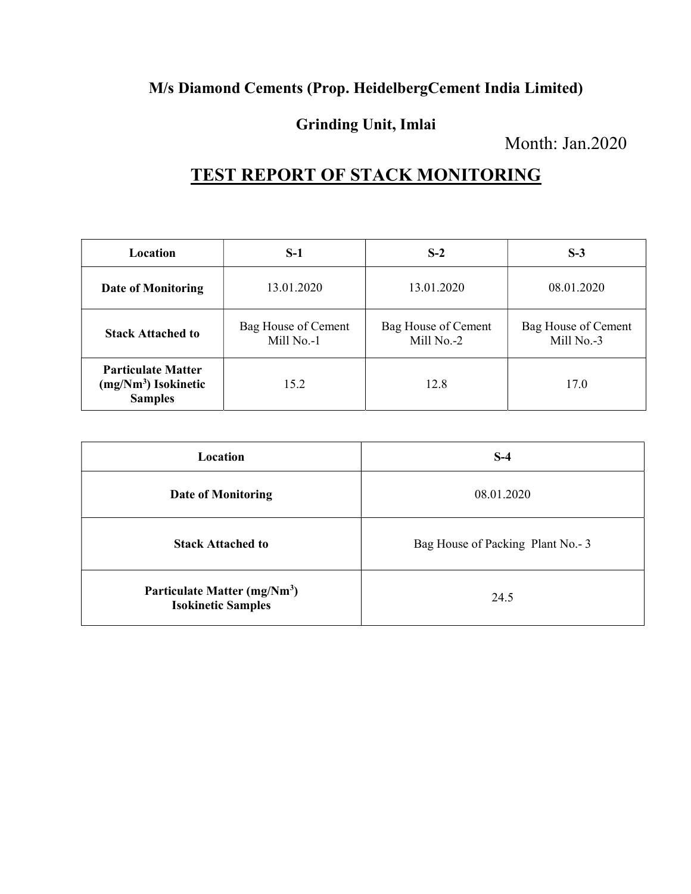**M/s Diamond Cements (Prop. HeidelbergCement India Limited)**

**Grinding Unit, Imlai**

Month: Jan.2020

# TEST REPORT OF STACK MONITORING

| Location | S-1 | S-2 | S-3 |
|---|---|---|---|
| Date of Monitoring | 13.01.2020 | 13.01.2020 | 08.01.2020 |
| Stack Attached to | Bag House of Cement Mill No.-1 | Bag House of Cement Mill No.-2 | Bag House of Cement Mill No.-3 |
| Particulate Matter ($mg/Nm^3$) Isokinetic Samples | 15.2 | 12.8 | 17.0 |

| Location | S-4 |
|---|---|
| Date of Monitoring | 08.01.2020 |
| Stack Attached to | Bag House of Packing Plant No.- 3 |
| Particulate Matter ($mg/Nm^3$) Isokinetic Samples | 24.5 |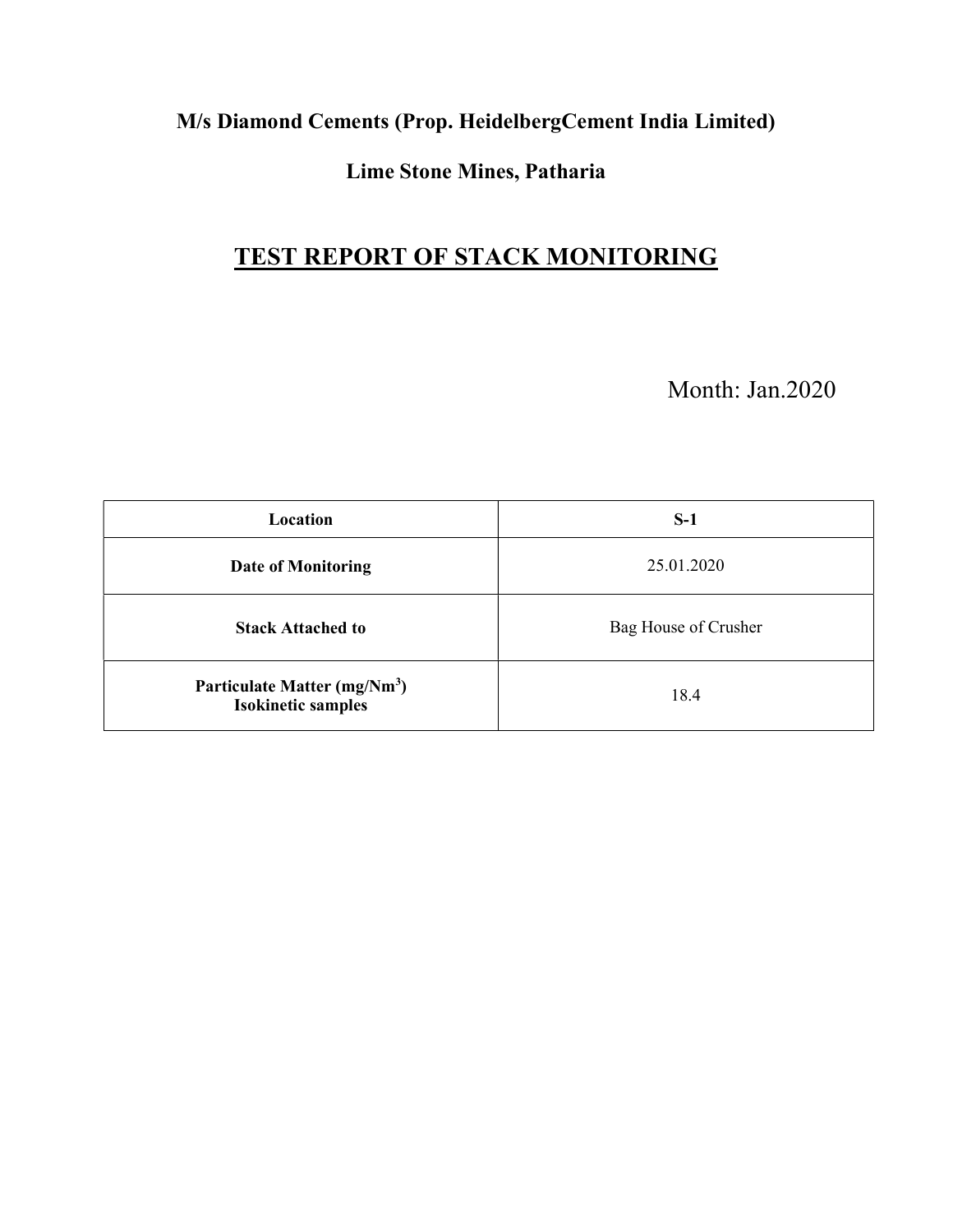**M/s Diamond Cements (Prop. HeidelbergCement India Limited)**

**Lime Stone Mines, Patharia**

# TEST REPORT OF STACK MONITORING

Month: Jan.2020

| | |
|---|---|
| **Location** | **S-1** |
| **Date of Monitoring** | 25.01.2020 |
| **Stack Attached to** | Bag House of Crusher |
| **Particulate Matter (mg/Nm$^3$) Isokinetic samples** | 18.4 |